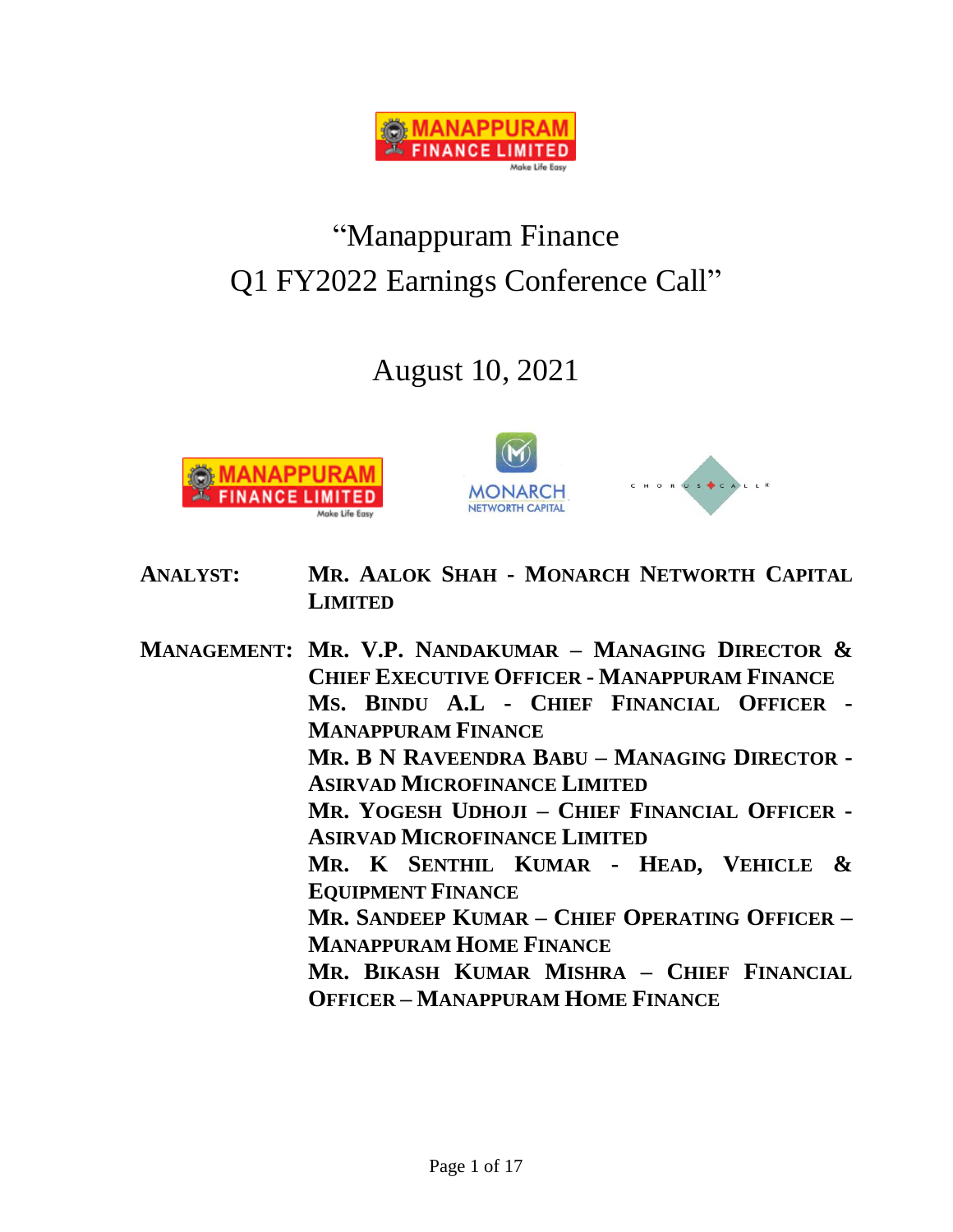# "Manappuram Finance Q1 FY2022 Earnings Conference Call"

## August 10, 2021

**ANALYST:** **MR. AALOK SHAH - MONARCH NETWORTH CAPITAL LIMITED**

**MANAGEMENT:** **MR. V.P. NANDAKUMAR – MANAGING DIRECTOR & CHIEF EXECUTIVE OFFICER - MANAPPURAM FINANCE**
**MS. BINDU A.L - CHIEF FINANCIAL OFFICER - MANAPPURAM FINANCE**
**MR. B N RAVEENDRA BABU – MANAGING DIRECTOR - ASIRVAD MICROFINANCE LIMITED**
**MR. YOGESH UDHOJI – CHIEF FINANCIAL OFFICER - ASIRVAD MICROFINANCE LIMITED**
**MR. K SENTHIL KUMAR - HEAD, VEHICLE & EQUIPMENT FINANCE**
**MR. SANDEEP KUMAR – CHIEF OPERATING OFFICER – MANAPPURAM HOME FINANCE**
**MR. BIKASH KUMAR MISHRA – CHIEF FINANCIAL OFFICER – MANAPPURAM HOME FINANCE**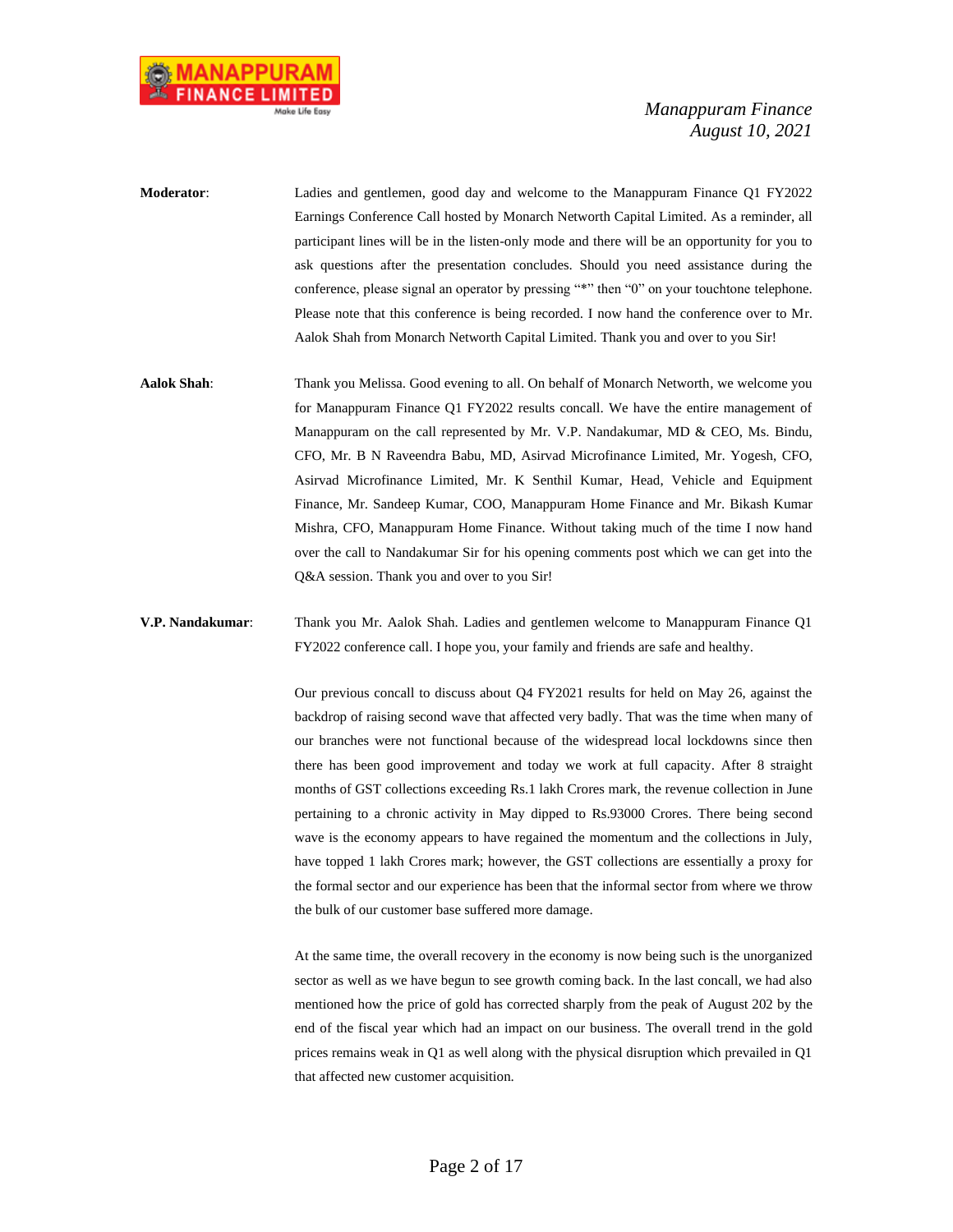**Moderator**: Ladies and gentlemen, good day and welcome to the Manappuram Finance Q1 FY2022 Earnings Conference Call hosted by Monarch Networth Capital Limited. As a reminder, all participant lines will be in the listen-only mode and there will be an opportunity for you to ask questions after the presentation concludes. Should you need assistance during the conference, please signal an operator by pressing "*" then "0" on your touchtone telephone. Please note that this conference is being recorded. I now hand the conference over to Mr. Aalok Shah from Monarch Networth Capital Limited. Thank you and over to you Sir!

**Aalok Shah**: Thank you Melissa. Good evening to all. On behalf of Monarch Networth, we welcome you for Manappuram Finance Q1 FY2022 results concall. We have the entire management of Manappuram on the call represented by Mr. V.P. Nandakumar, MD & CEO, Ms. Bindu, CFO, Mr. B N Raveendra Babu, MD, Asirvad Microfinance Limited, Mr. Yogesh, CFO, Asirvad Microfinance Limited, Mr. K Senthil Kumar, Head, Vehicle and Equipment Finance, Mr. Sandeep Kumar, COO, Manappuram Home Finance and Mr. Bikash Kumar Mishra, CFO, Manappuram Home Finance. Without taking much of the time I now hand over the call to Nandakumar Sir for his opening comments post which we can get into the Q&A session. Thank you and over to you Sir!

**V.P. Nandakumar**: Thank you Mr. Aalok Shah. Ladies and gentlemen welcome to Manappuram Finance Q1 FY2022 conference call. I hope you, your family and friends are safe and healthy.

Our previous concall to discuss about Q4 FY2021 results for held on May 26, against the backdrop of raising second wave that affected very badly. That was the time when many of our branches were not functional because of the widespread local lockdowns since then there has been good improvement and today we work at full capacity. After 8 straight months of GST collections exceeding Rs.1 lakh Crores mark, the revenue collection in June pertaining to a chronic activity in May dipped to Rs.93000 Crores. There being second wave is the economy appears to have regained the momentum and the collections in July, have topped 1 lakh Crores mark; however, the GST collections are essentially a proxy for the formal sector and our experience has been that the informal sector from where we throw the bulk of our customer base suffered more damage.

At the same time, the overall recovery in the economy is now being such is the unorganized sector as well as we have begun to see growth coming back. In the last concall, we had also mentioned how the price of gold has corrected sharply from the peak of August 202 by the end of the fiscal year which had an impact on our business. The overall trend in the gold prices remains weak in Q1 as well along with the physical disruption which prevailed in Q1 that affected new customer acquisition.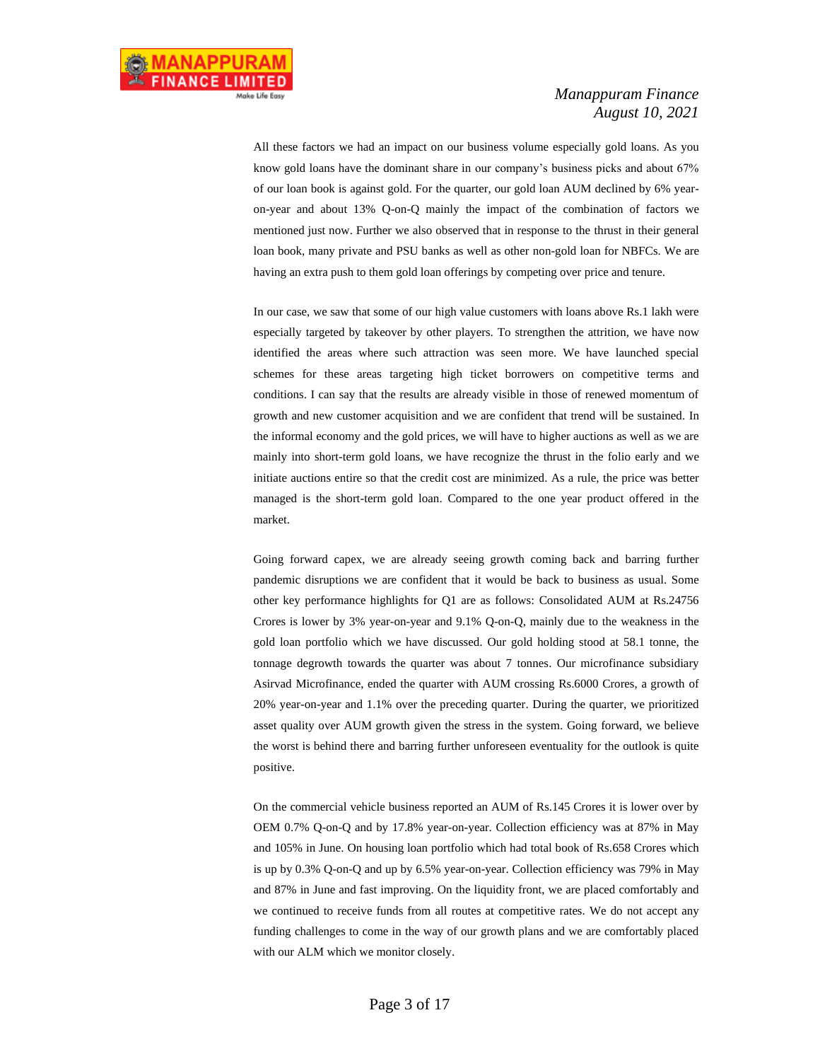All these factors we had an impact on our business volume especially gold loans. As you know gold loans have the dominant share in our company's business picks and about 67% of our loan book is against gold. For the quarter, our gold loan AUM declined by 6% year-on-year and about 13% Q-on-Q mainly the impact of the combination of factors we mentioned just now. Further we also observed that in response to the thrust in their general loan book, many private and PSU banks as well as other non-gold loan for NBFCs. We are having an extra push to them gold loan offerings by competing over price and tenure.

In our case, we saw that some of our high value customers with loans above Rs.1 lakh were especially targeted by takeover by other players. To strengthen the attrition, we have now identified the areas where such attraction was seen more. We have launched special schemes for these areas targeting high ticket borrowers on competitive terms and conditions. I can say that the results are already visible in those of renewed momentum of growth and new customer acquisition and we are confident that trend will be sustained. In the informal economy and the gold prices, we will have to higher auctions as well as we are mainly into short-term gold loans, we have recognize the thrust in the folio early and we initiate auctions entire so that the credit cost are minimized. As a rule, the price was better managed is the short-term gold loan. Compared to the one year product offered in the market.

Going forward capex, we are already seeing growth coming back and barring further pandemic disruptions we are confident that it would be back to business as usual. Some other key performance highlights for Q1 are as follows: Consolidated AUM at Rs.24756 Crores is lower by 3% year-on-year and 9.1% Q-on-Q, mainly due to the weakness in the gold loan portfolio which we have discussed. Our gold holding stood at 58.1 tonne, the tonnage degrowth towards the quarter was about 7 tonnes. Our microfinance subsidiary Asirvad Microfinance, ended the quarter with AUM crossing Rs.6000 Crores, a growth of 20% year-on-year and 1.1% over the preceding quarter. During the quarter, we prioritized asset quality over AUM growth given the stress in the system. Going forward, we believe the worst is behind there and barring further unforeseen eventuality for the outlook is quite positive.

On the commercial vehicle business reported an AUM of Rs.145 Crores it is lower over by OEM 0.7% Q-on-Q and by 17.8% year-on-year. Collection efficiency was at 87% in May and 105% in June. On housing loan portfolio which had total book of Rs.658 Crores which is up by 0.3% Q-on-Q and up by 6.5% year-on-year. Collection efficiency was 79% in May and 87% in June and fast improving. On the liquidity front, we are placed comfortably and we continued to receive funds from all routes at competitive rates. We do not accept any funding challenges to come in the way of our growth plans and we are comfortably placed with our ALM which we monitor closely.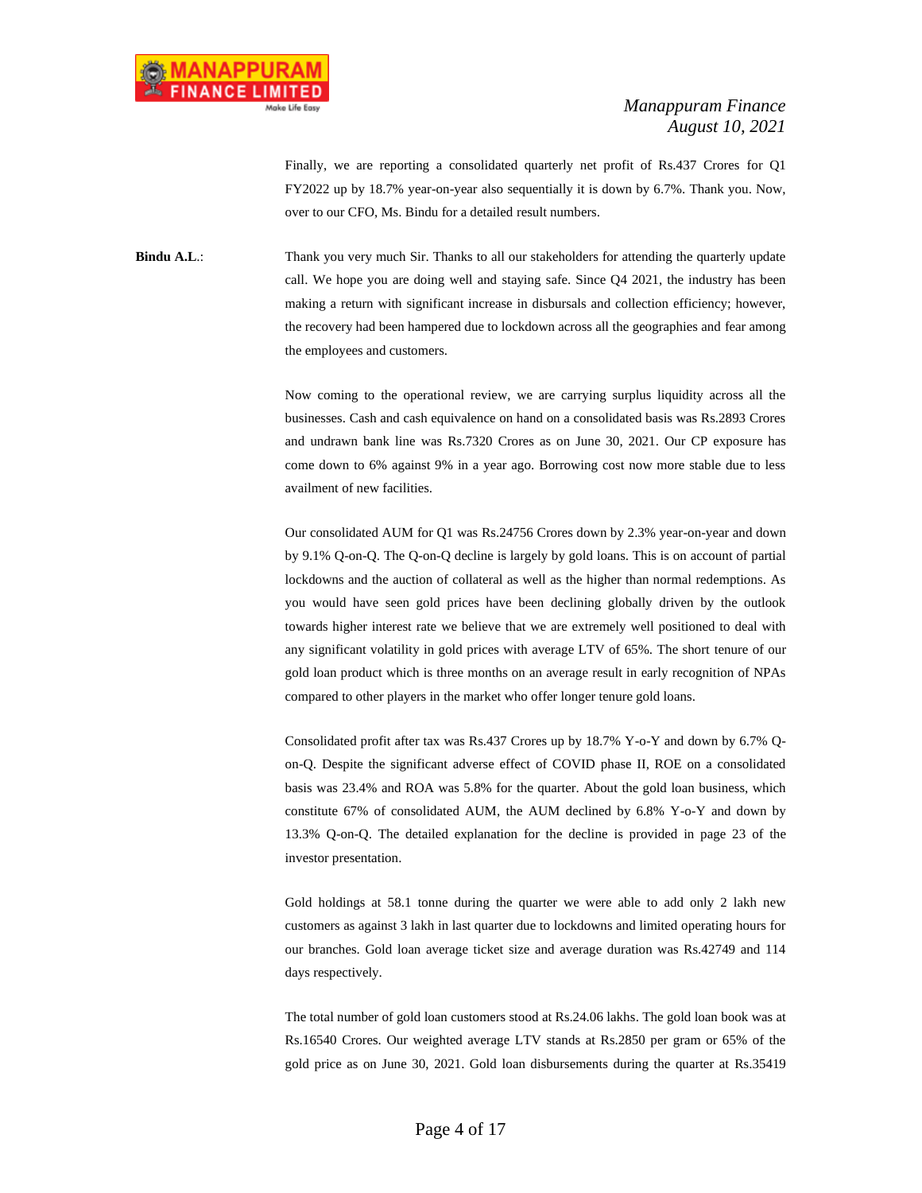Finally, we are reporting a consolidated quarterly net profit of Rs.437 Crores for Q1 FY2022 up by 18.7% year-on-year also sequentially it is down by 6.7%. Thank you. Now, over to our CFO, Ms. Bindu for a detailed result numbers.

**Bindu A.L.**: Thank you very much Sir. Thanks to all our stakeholders for attending the quarterly update call. We hope you are doing well and staying safe. Since Q4 2021, the industry has been making a return with significant increase in disbursals and collection efficiency; however, the recovery had been hampered due to lockdown across all the geographies and fear among the employees and customers.

Now coming to the operational review, we are carrying surplus liquidity across all the businesses. Cash and cash equivalence on hand on a consolidated basis was Rs.2893 Crores and undrawn bank line was Rs.7320 Crores as on June 30, 2021. Our CP exposure has come down to 6% against 9% in a year ago. Borrowing cost now more stable due to less availment of new facilities.

Our consolidated AUM for Q1 was Rs.24756 Crores down by 2.3% year-on-year and down by 9.1% Q-on-Q. The Q-on-Q decline is largely by gold loans. This is on account of partial lockdowns and the auction of collateral as well as the higher than normal redemptions. As you would have seen gold prices have been declining globally driven by the outlook towards higher interest rate we believe that we are extremely well positioned to deal with any significant volatility in gold prices with average LTV of 65%. The short tenure of our gold loan product which is three months on an average result in early recognition of NPAs compared to other players in the market who offer longer tenure gold loans.

Consolidated profit after tax was Rs.437 Crores up by 18.7% Y-o-Y and down by 6.7% Q-on-Q. Despite the significant adverse effect of COVID phase II, ROE on a consolidated basis was 23.4% and ROA was 5.8% for the quarter. About the gold loan business, which constitute 67% of consolidated AUM, the AUM declined by 6.8% Y-o-Y and down by 13.3% Q-on-Q. The detailed explanation for the decline is provided in page 23 of the investor presentation.

Gold holdings at 58.1 tonne during the quarter we were able to add only 2 lakh new customers as against 3 lakh in last quarter due to lockdowns and limited operating hours for our branches. Gold loan average ticket size and average duration was Rs.42749 and 114 days respectively.

The total number of gold loan customers stood at Rs.24.06 lakhs. The gold loan book was at Rs.16540 Crores. Our weighted average LTV stands at Rs.2850 per gram or 65% of the gold price as on June 30, 2021. Gold loan disbursements during the quarter at Rs.35419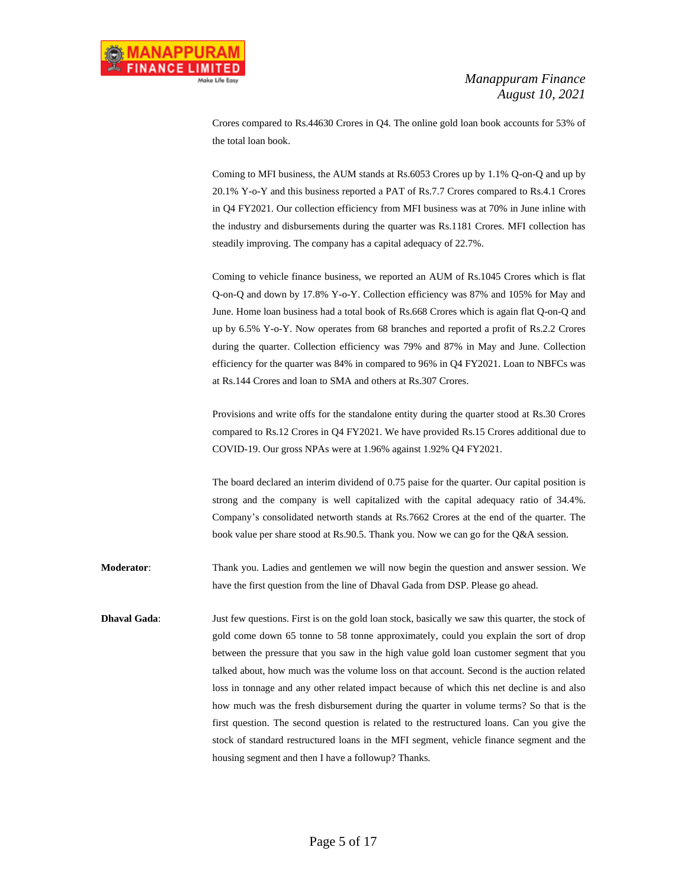Crores compared to Rs.44630 Crores in Q4. The online gold loan book accounts for 53% of the total loan book.

Coming to MFI business, the AUM stands at Rs.6053 Crores up by 1.1% Q-on-Q and up by 20.1% Y-o-Y and this business reported a PAT of Rs.7.7 Crores compared to Rs.4.1 Crores in Q4 FY2021. Our collection efficiency from MFI business was at 70% in June inline with the industry and disbursements during the quarter was Rs.1181 Crores. MFI collection has steadily improving. The company has a capital adequacy of 22.7%.

Coming to vehicle finance business, we reported an AUM of Rs.1045 Crores which is flat Q-on-Q and down by 17.8% Y-o-Y. Collection efficiency was 87% and 105% for May and June. Home loan business had a total book of Rs.668 Crores which is again flat Q-on-Q and up by 6.5% Y-o-Y. Now operates from 68 branches and reported a profit of Rs.2.2 Crores during the quarter. Collection efficiency was 79% and 87% in May and June. Collection efficiency for the quarter was 84% in compared to 96% in Q4 FY2021. Loan to NBFCs was at Rs.144 Crores and loan to SMA and others at Rs.307 Crores.

Provisions and write offs for the standalone entity during the quarter stood at Rs.30 Crores compared to Rs.12 Crores in Q4 FY2021. We have provided Rs.15 Crores additional due to COVID-19. Our gross NPAs were at 1.96% against 1.92% Q4 FY2021.

The board declared an interim dividend of 0.75 paise for the quarter. Our capital position is strong and the company is well capitalized with the capital adequacy ratio of 34.4%. Company's consolidated networth stands at Rs.7662 Crores at the end of the quarter. The book value per share stood at Rs.90.5. Thank you. Now we can go for the Q&A session.

**Moderator**: Thank you. Ladies and gentlemen we will now begin the question and answer session. We have the first question from the line of Dhaval Gada from DSP. Please go ahead.

**Dhaval Gada**: Just few questions. First is on the gold loan stock, basically we saw this quarter, the stock of gold come down 65 tonne to 58 tonne approximately, could you explain the sort of drop between the pressure that you saw in the high value gold loan customer segment that you talked about, how much was the volume loss on that account. Second is the auction related loss in tonnage and any other related impact because of which this net decline is and also how much was the fresh disbursement during the quarter in volume terms? So that is the first question. The second question is related to the restructured loans. Can you give the stock of standard restructured loans in the MFI segment, vehicle finance segment and the housing segment and then I have a followup? Thanks.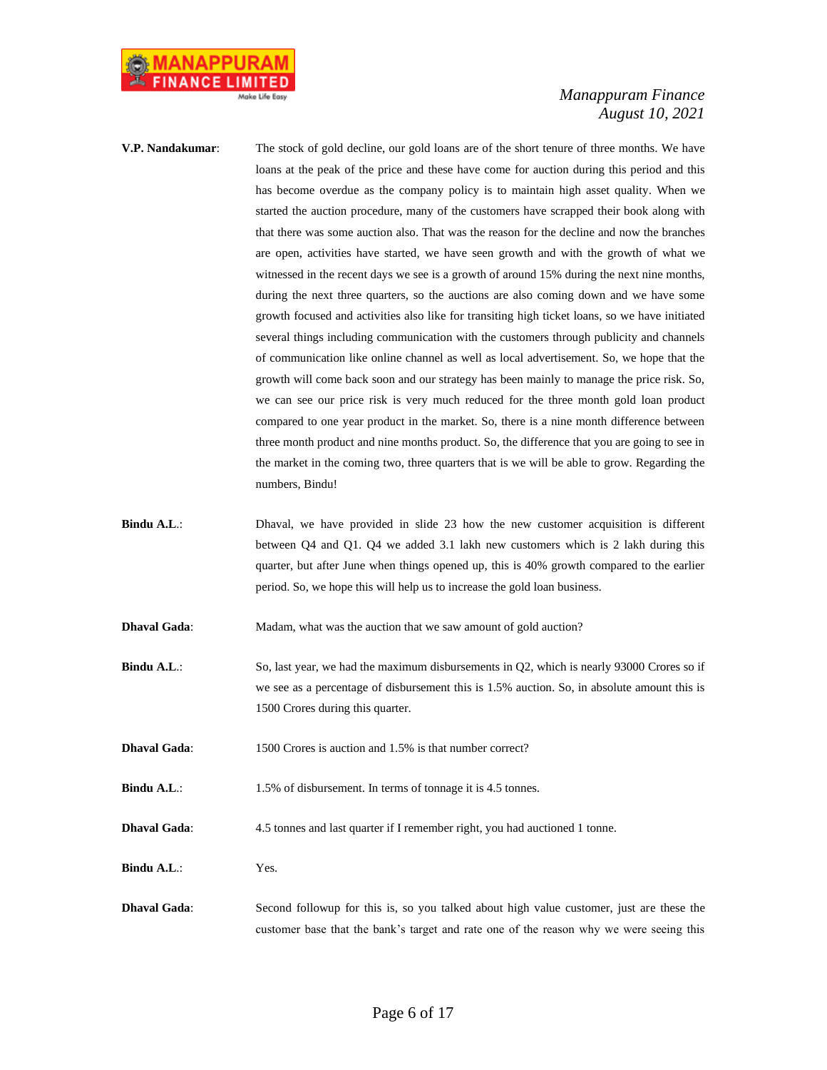**V.P. Nandakumar**: The stock of gold decline, our gold loans are of the short tenure of three months. We have loans at the peak of the price and these have come for auction during this period and this has become overdue as the company policy is to maintain high asset quality. When we started the auction procedure, many of the customers have scrapped their book along with that there was some auction also. That was the reason for the decline and now the branches are open, activities have started, we have seen growth and with the growth of what we witnessed in the recent days we see is a growth of around 15% during the next nine months, during the next three quarters, so the auctions are also coming down and we have some growth focused and activities also like for transiting high ticket loans, so we have initiated several things including communication with the customers through publicity and channels of communication like online channel as well as local advertisement. So, we hope that the growth will come back soon and our strategy has been mainly to manage the price risk. So, we can see our price risk is very much reduced for the three month gold loan product compared to one year product in the market. So, there is a nine month difference between three month product and nine months product. So, the difference that you are going to see in the market in the coming two, three quarters that is we will be able to grow. Regarding the numbers, Bindu!

**Bindu A.L.**: Dhaval, we have provided in slide 23 how the new customer acquisition is different between Q4 and Q1. Q4 we added 3.1 lakh new customers which is 2 lakh during this quarter, but after June when things opened up, this is 40% growth compared to the earlier period. So, we hope this will help us to increase the gold loan business.

**Dhaval Gada**: Madam, what was the auction that we saw amount of gold auction?

**Bindu A.L.**: So, last year, we had the maximum disbursements in Q2, which is nearly 93000 Crores so if we see as a percentage of disbursement this is 1.5% auction. So, in absolute amount this is 1500 Crores during this quarter.

**Dhaval Gada**: 1500 Crores is auction and 1.5% is that number correct?

**Bindu A.L.**: 1.5% of disbursement. In terms of tonnage it is 4.5 tonnes.

**Dhaval Gada**: 4.5 tonnes and last quarter if I remember right, you had auctioned 1 tonne.

**Bindu A.L.**: Yes.

**Dhaval Gada**: Second followup for this is, so you talked about high value customer, just are these the customer base that the bank's target and rate one of the reason why we were seeing this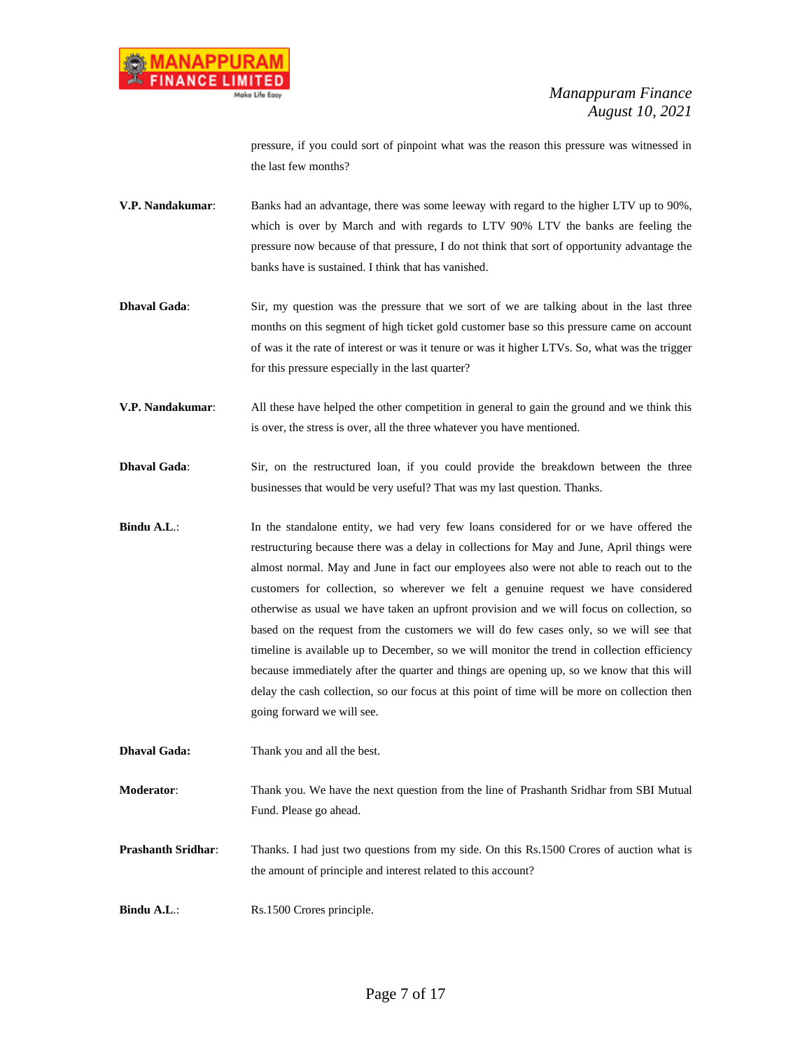pressure, if you could sort of pinpoint what was the reason this pressure was witnessed in the last few months?

**V.P. Nandakumar**: Banks had an advantage, there was some leeway with regard to the higher LTV up to 90%, which is over by March and with regards to LTV 90% LTV the banks are feeling the pressure now because of that pressure, I do not think that sort of opportunity advantage the banks have is sustained. I think that has vanished.

**Dhaval Gada**: Sir, my question was the pressure that we sort of we are talking about in the last three months on this segment of high ticket gold customer base so this pressure came on account of was it the rate of interest or was it tenure or was it higher LTVs. So, what was the trigger for this pressure especially in the last quarter?

**V.P. Nandakumar**: All these have helped the other competition in general to gain the ground and we think this is over, the stress is over, all the three whatever you have mentioned.

**Dhaval Gada**: Sir, on the restructured loan, if you could provide the breakdown between the three businesses that would be very useful? That was my last question. Thanks.

**Bindu A.L.**: In the standalone entity, we had very few loans considered for or we have offered the restructuring because there was a delay in collections for May and June, April things were almost normal. May and June in fact our employees also were not able to reach out to the customers for collection, so wherever we felt a genuine request we have considered otherwise as usual we have taken an upfront provision and we will focus on collection, so based on the request from the customers we will do few cases only, so we will see that timeline is available up to December, so we will monitor the trend in collection efficiency because immediately after the quarter and things are opening up, so we know that this will delay the cash collection, so our focus at this point of time will be more on collection then going forward we will see.

**Dhaval Gada:** Thank you and all the best.

**Moderator**: Thank you. We have the next question from the line of Prashanth Sridhar from SBI Mutual Fund. Please go ahead.

**Prashanth Sridhar**: Thanks. I had just two questions from my side. On this Rs.1500 Crores of auction what is the amount of principle and interest related to this account?

**Bindu A.L.**: Rs.1500 Crores principle.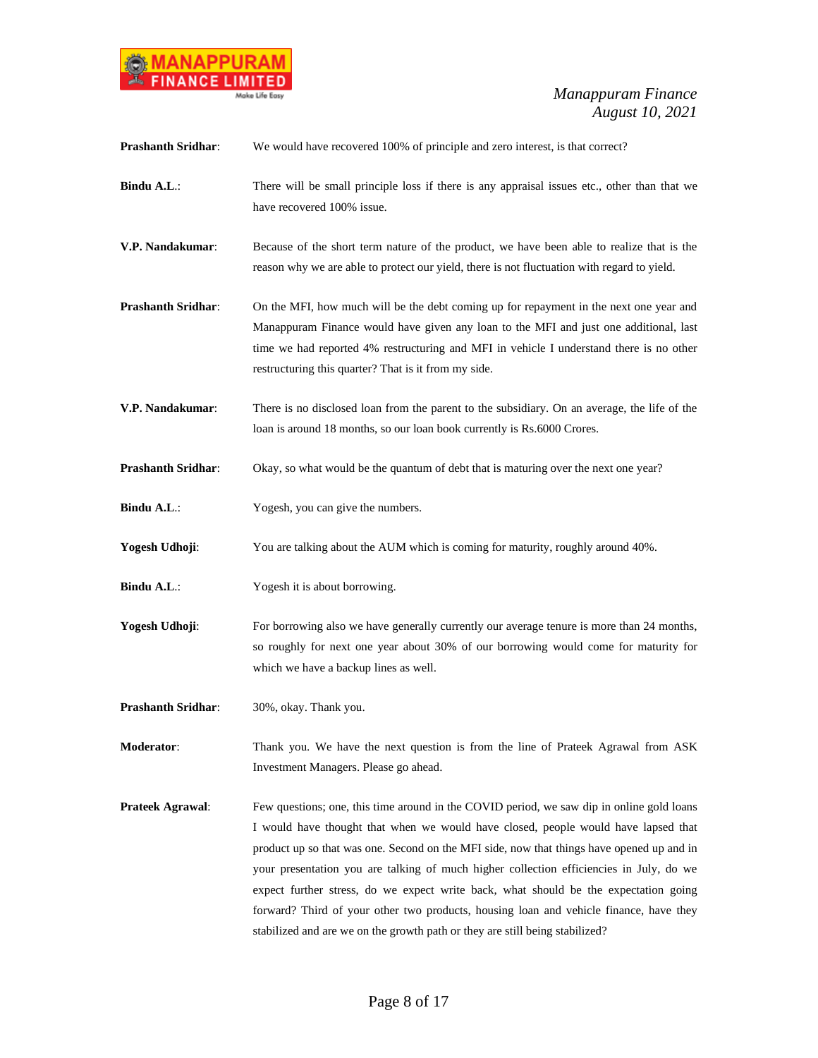**Prashanth Sridhar**: We would have recovered 100% of principle and zero interest, is that correct?

**Bindu A.L.**: There will be small principle loss if there is any appraisal issues etc., other than that we have recovered 100% issue.

**V.P. Nandakumar**: Because of the short term nature of the product, we have been able to realize that is the reason why we are able to protect our yield, there is not fluctuation with regard to yield.

**Prashanth Sridhar**: On the MFI, how much will be the debt coming up for repayment in the next one year and Manappuram Finance would have given any loan to the MFI and just one additional, last time we had reported 4% restructuring and MFI in vehicle I understand there is no other restructuring this quarter? That is it from my side.

**V.P. Nandakumar**: There is no disclosed loan from the parent to the subsidiary. On an average, the life of the loan is around 18 months, so our loan book currently is Rs.6000 Crores.

**Prashanth Sridhar**: Okay, so what would be the quantum of debt that is maturing over the next one year?

**Bindu A.L.**: Yogesh, you can give the numbers.

**Yogesh Udhoji**: You are talking about the AUM which is coming for maturity, roughly around 40%.

**Bindu A.L.**: Yogesh it is about borrowing.

**Yogesh Udhoji**: For borrowing also we have generally currently our average tenure is more than 24 months, so roughly for next one year about 30% of our borrowing would come for maturity for which we have a backup lines as well.

**Prashanth Sridhar**: 30%, okay. Thank you.

**Moderator**: Thank you. We have the next question is from the line of Prateek Agrawal from ASK Investment Managers. Please go ahead.

**Prateek Agrawal**: Few questions; one, this time around in the COVID period, we saw dip in online gold loans I would have thought that when we would have closed, people would have lapsed that product up so that was one. Second on the MFI side, now that things have opened up and in your presentation you are talking of much higher collection efficiencies in July, do we expect further stress, do we expect write back, what should be the expectation going forward? Third of your other two products, housing loan and vehicle finance, have they stabilized and are we on the growth path or they are still being stabilized?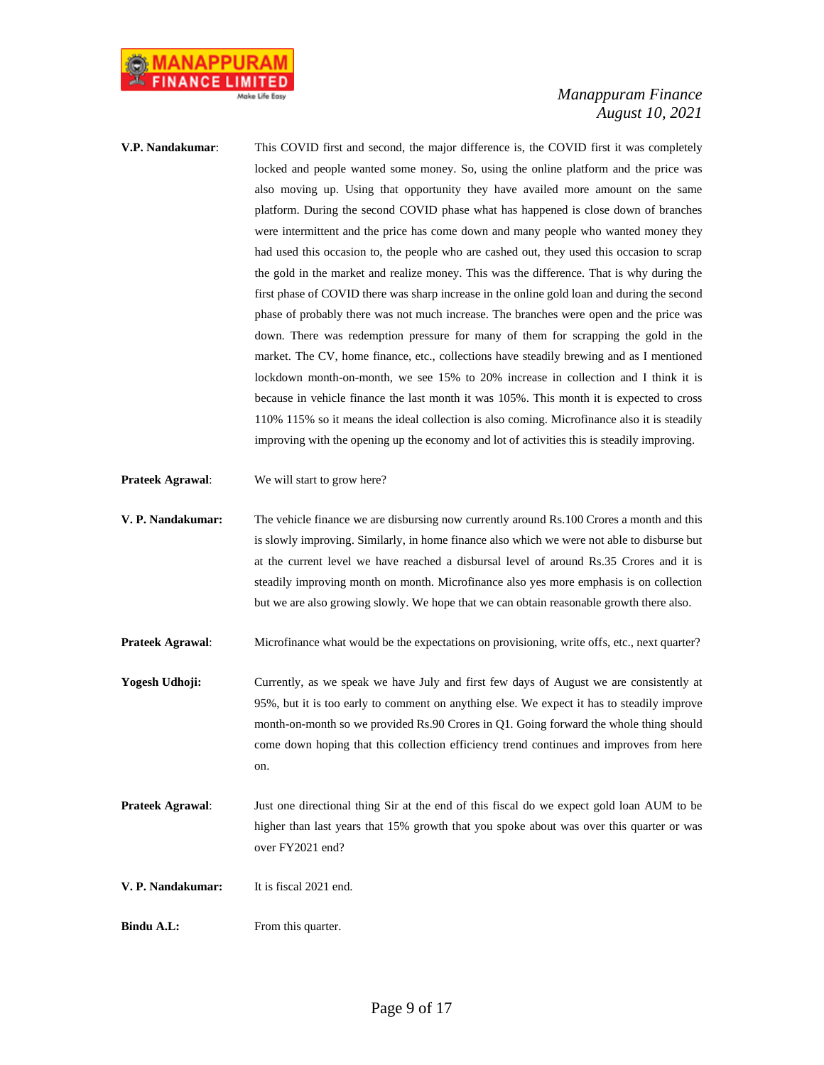**V.P. Nandakumar**: This COVID first and second, the major difference is, the COVID first it was completely locked and people wanted some money. So, using the online platform and the price was also moving up. Using that opportunity they have availed more amount on the same platform. During the second COVID phase what has happened is close down of branches were intermittent and the price has come down and many people who wanted money they had used this occasion to, the people who are cashed out, they used this occasion to scrap the gold in the market and realize money. This was the difference. That is why during the first phase of COVID there was sharp increase in the online gold loan and during the second phase of probably there was not much increase. The branches were open and the price was down. There was redemption pressure for many of them for scrapping the gold in the market. The CV, home finance, etc., collections have steadily brewing and as I mentioned lockdown month-on-month, we see 15% to 20% increase in collection and I think it is because in vehicle finance the last month it was 105%. This month it is expected to cross 110% 115% so it means the ideal collection is also coming. Microfinance also it is steadily improving with the opening up the economy and lot of activities this is steadily improving.

**Prateek Agrawal**: We will start to grow here?

**V. P. Nandakumar:** The vehicle finance we are disbursing now currently around Rs.100 Crores a month and this is slowly improving. Similarly, in home finance also which we were not able to disburse but at the current level we have reached a disbursal level of around Rs.35 Crores and it is steadily improving month on month. Microfinance also yes more emphasis is on collection but we are also growing slowly. We hope that we can obtain reasonable growth there also.

**Prateek Agrawal**: Microfinance what would be the expectations on provisioning, write offs, etc., next quarter?

**Yogesh Udhoji:** Currently, as we speak we have July and first few days of August we are consistently at 95%, but it is too early to comment on anything else. We expect it has to steadily improve month-on-month so we provided Rs.90 Crores in Q1. Going forward the whole thing should come down hoping that this collection efficiency trend continues and improves from here on.

**Prateek Agrawal**: Just one directional thing Sir at the end of this fiscal do we expect gold loan AUM to be higher than last years that 15% growth that you spoke about was over this quarter or was over FY2021 end?

**V. P. Nandakumar:** It is fiscal 2021 end.

**Bindu A.L:** From this quarter.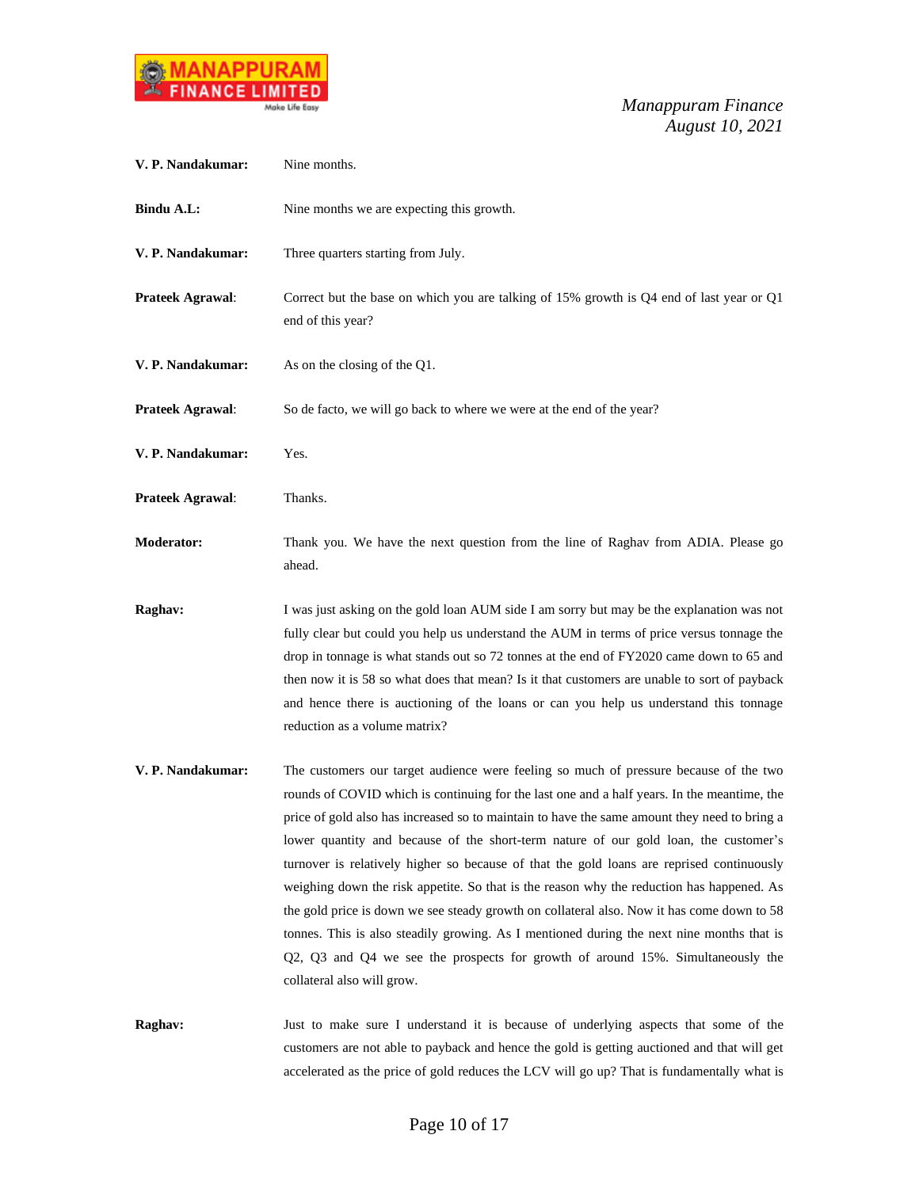**V. P. Nandakumar:** Nine months.

**Bindu A.L:** Nine months we are expecting this growth.

**V. P. Nandakumar:** Three quarters starting from July.

**Prateek Agrawal:** Correct but the base on which you are talking of 15% growth is Q4 end of last year or Q1 end of this year?

**V. P. Nandakumar:** As on the closing of the Q1.

**Prateek Agrawal:** So de facto, we will go back to where we were at the end of the year?

**V. P. Nandakumar:** Yes.

**Prateek Agrawal:** Thanks.

**Moderator:** Thank you. We have the next question from the line of Raghav from ADIA. Please go ahead.

**Raghav:** I was just asking on the gold loan AUM side I am sorry but may be the explanation was not fully clear but could you help us understand the AUM in terms of price versus tonnage the drop in tonnage is what stands out so 72 tonnes at the end of FY2020 came down to 65 and then now it is 58 so what does that mean? Is it that customers are unable to sort of payback and hence there is auctioning of the loans or can you help us understand this tonnage reduction as a volume matrix?

**V. P. Nandakumar:** The customers our target audience were feeling so much of pressure because of the two rounds of COVID which is continuing for the last one and a half years. In the meantime, the price of gold also has increased so to maintain to have the same amount they need to bring a lower quantity and because of the short-term nature of our gold loan, the customer's turnover is relatively higher so because of that the gold loans are reprised continuously weighing down the risk appetite. So that is the reason why the reduction has happened. As the gold price is down we see steady growth on collateral also. Now it has come down to 58 tonnes. This is also steadily growing. As I mentioned during the next nine months that is Q2, Q3 and Q4 we see the prospects for growth of around 15%. Simultaneously the collateral also will grow.

**Raghav:** Just to make sure I understand it is because of underlying aspects that some of the customers are not able to payback and hence the gold is getting auctioned and that will get accelerated as the price of gold reduces the LCV will go up? That is fundamentally what is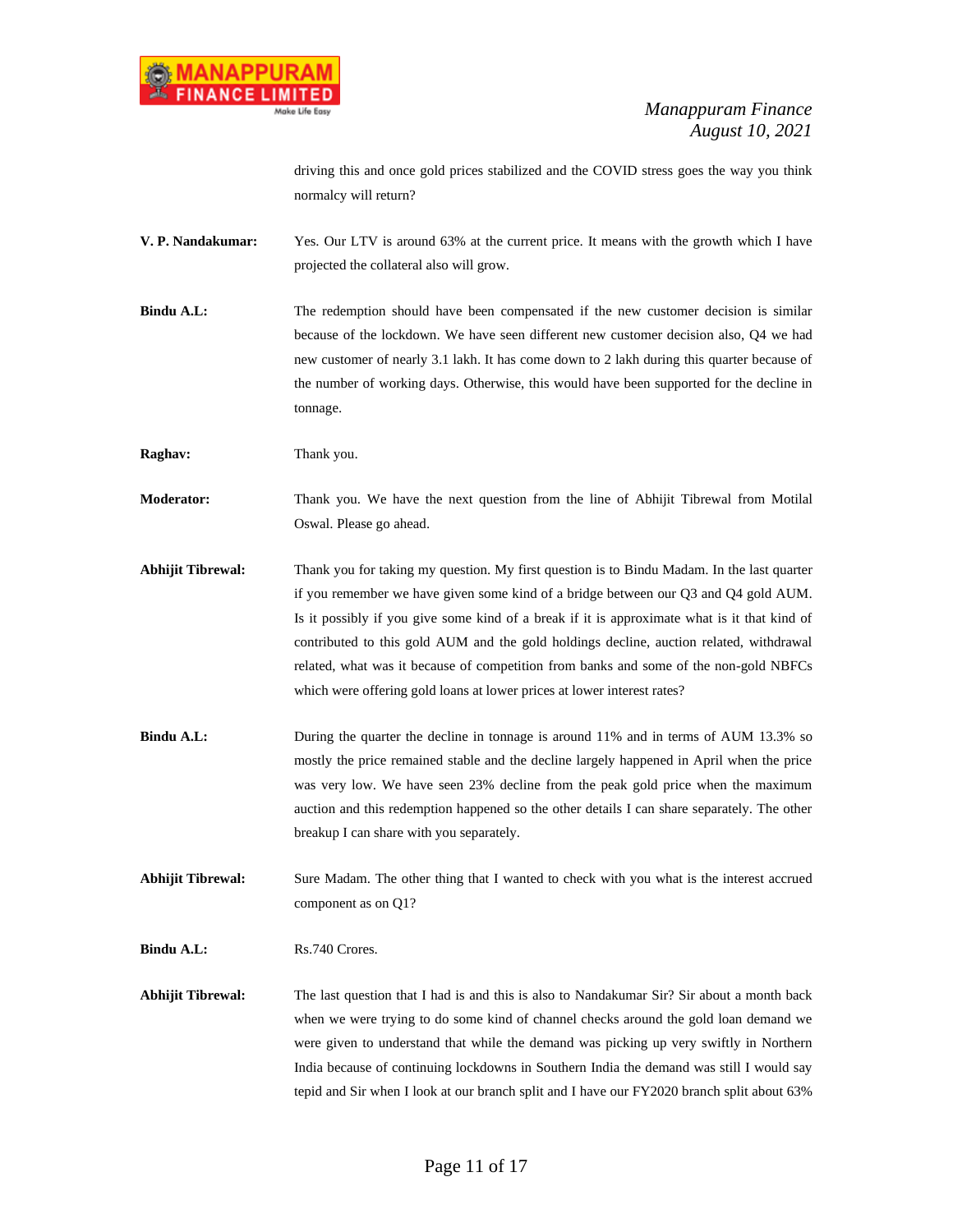driving this and once gold prices stabilized and the COVID stress goes the way you think normalcy will return?

**V. P. Nandakumar:** Yes. Our LTV is around 63% at the current price. It means with the growth which I have projected the collateral also will grow.

**Bindu A.L:** The redemption should have been compensated if the new customer decision is similar because of the lockdown. We have seen different new customer decision also, Q4 we had new customer of nearly 3.1 lakh. It has come down to 2 lakh during this quarter because of the number of working days. Otherwise, this would have been supported for the decline in tonnage.

**Raghav:** Thank you.

**Moderator:** Thank you. We have the next question from the line of Abhijit Tibrewal from Motilal Oswal. Please go ahead.

**Abhijit Tibrewal:** Thank you for taking my question. My first question is to Bindu Madam. In the last quarter if you remember we have given some kind of a bridge between our Q3 and Q4 gold AUM. Is it possibly if you give some kind of a break if it is approximate what is it that kind of contributed to this gold AUM and the gold holdings decline, auction related, withdrawal related, what was it because of competition from banks and some of the non-gold NBFCs which were offering gold loans at lower prices at lower interest rates?

**Bindu A.L:** During the quarter the decline in tonnage is around 11% and in terms of AUM 13.3% so mostly the price remained stable and the decline largely happened in April when the price was very low. We have seen 23% decline from the peak gold price when the maximum auction and this redemption happened so the other details I can share separately. The other breakup I can share with you separately.

**Abhijit Tibrewal:** Sure Madam. The other thing that I wanted to check with you what is the interest accrued component as on Q1?

**Bindu A.L:** Rs.740 Crores.

**Abhijit Tibrewal:** The last question that I had is and this is also to Nandakumar Sir? Sir about a month back when we were trying to do some kind of channel checks around the gold loan demand we were given to understand that while the demand was picking up very swiftly in Northern India because of continuing lockdowns in Southern India the demand was still I would say tepid and Sir when I look at our branch split and I have our FY2020 branch split about 63%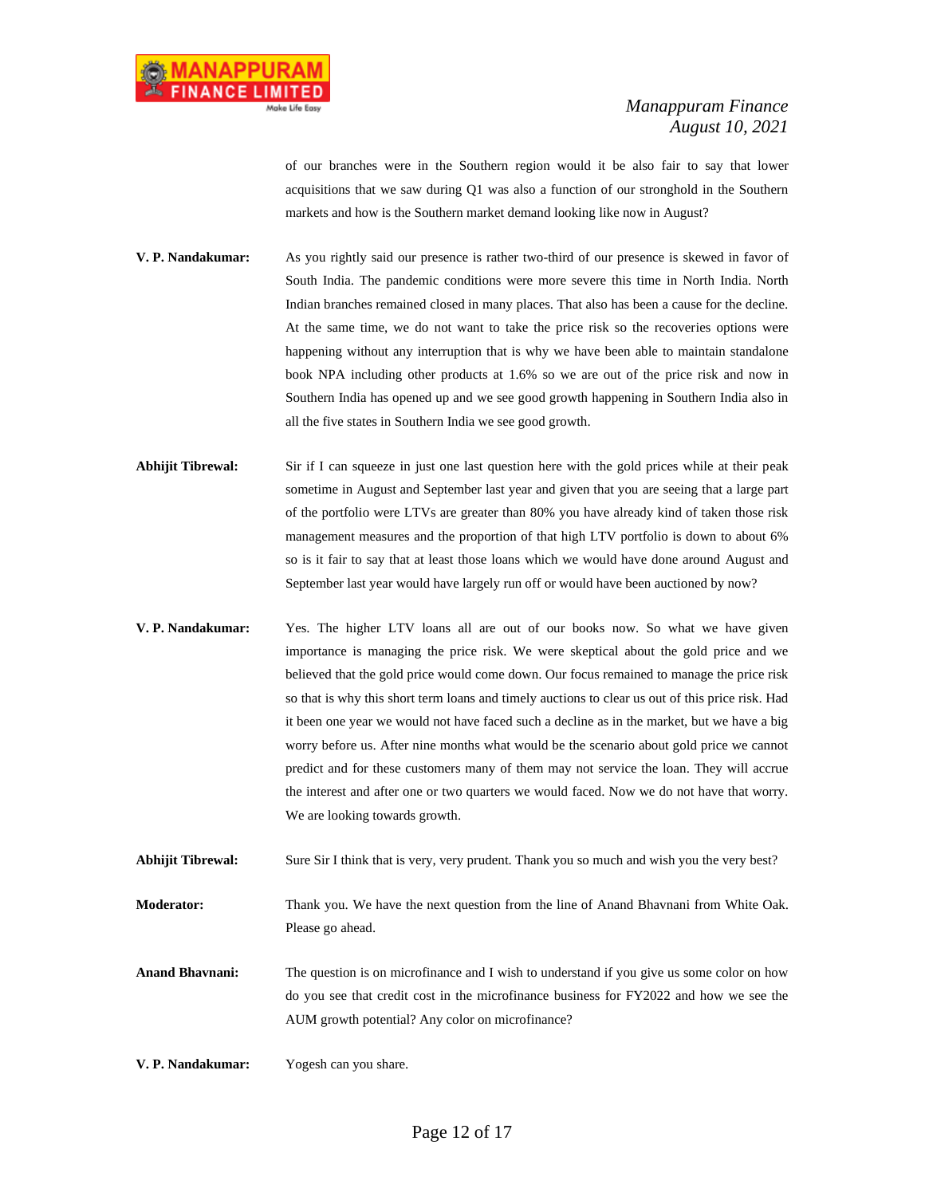of our branches were in the Southern region would it be also fair to say that lower acquisitions that we saw during Q1 was also a function of our stronghold in the Southern markets and how is the Southern market demand looking like now in August?

**V. P. Nandakumar:** As you rightly said our presence is rather two-third of our presence is skewed in favor of South India. The pandemic conditions were more severe this time in North India. North Indian branches remained closed in many places. That also has been a cause for the decline. At the same time, we do not want to take the price risk so the recoveries options were happening without any interruption that is why we have been able to maintain standalone book NPA including other products at 1.6% so we are out of the price risk and now in Southern India has opened up and we see good growth happening in Southern India also in all the five states in Southern India we see good growth.

**Abhijit Tibrewal:** Sir if I can squeeze in just one last question here with the gold prices while at their peak sometime in August and September last year and given that you are seeing that a large part of the portfolio were LTVs are greater than 80% you have already kind of taken those risk management measures and the proportion of that high LTV portfolio is down to about 6% so is it fair to say that at least those loans which we would have done around August and September last year would have largely run off or would have been auctioned by now?

**V. P. Nandakumar:** Yes. The higher LTV loans all are out of our books now. So what we have given importance is managing the price risk. We were skeptical about the gold price and we believed that the gold price would come down. Our focus remained to manage the price risk so that is why this short term loans and timely auctions to clear us out of this price risk. Had it been one year we would not have faced such a decline as in the market, but we have a big worry before us. After nine months what would be the scenario about gold price we cannot predict and for these customers many of them may not service the loan. They will accrue the interest and after one or two quarters we would faced. Now we do not have that worry. We are looking towards growth.

**Abhijit Tibrewal:** Sure Sir I think that is very, very prudent. Thank you so much and wish you the very best?

**Moderator:** Thank you. We have the next question from the line of Anand Bhavnani from White Oak. Please go ahead.

**Anand Bhavnani:** The question is on microfinance and I wish to understand if you give us some color on how do you see that credit cost in the microfinance business for FY2022 and how we see the AUM growth potential? Any color on microfinance?

**V. P. Nandakumar:** Yogesh can you share.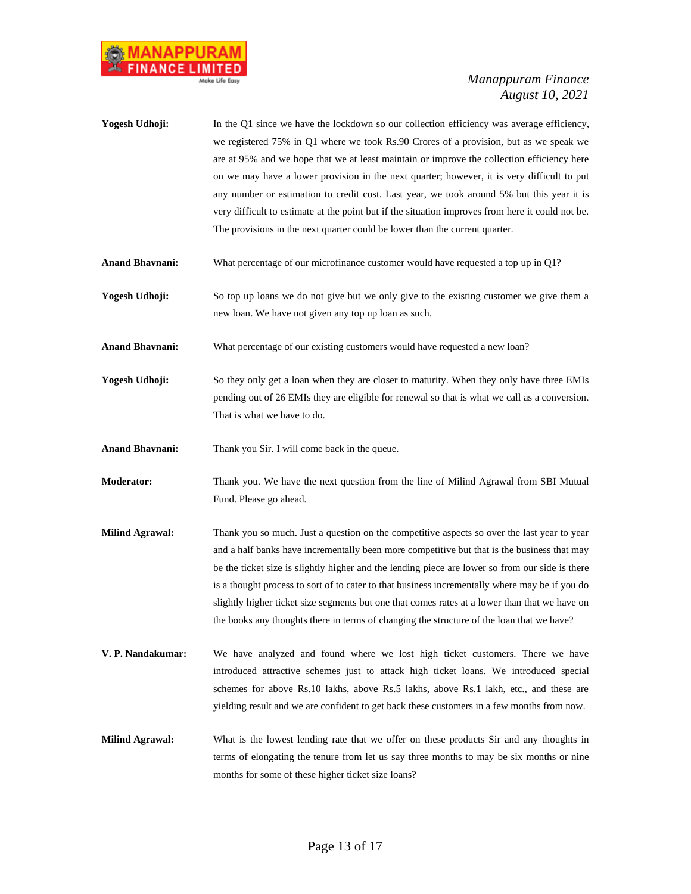**Yogesh Udhoji:** In the Q1 since we have the lockdown so our collection efficiency was average efficiency, we registered 75% in Q1 where we took Rs.90 Crores of a provision, but as we speak we are at 95% and we hope that we at least maintain or improve the collection efficiency here on we may have a lower provision in the next quarter; however, it is very difficult to put any number or estimation to credit cost. Last year, we took around 5% but this year it is very difficult to estimate at the point but if the situation improves from here it could not be. The provisions in the next quarter could be lower than the current quarter.

**Anand Bhavnani:** What percentage of our microfinance customer would have requested a top up in Q1?

**Yogesh Udhoji:** So top up loans we do not give but we only give to the existing customer we give them a new loan. We have not given any top up loan as such.

**Anand Bhavnani:** What percentage of our existing customers would have requested a new loan?

**Yogesh Udhoji:** So they only get a loan when they are closer to maturity. When they only have three EMIs pending out of 26 EMIs they are eligible for renewal so that is what we call as a conversion. That is what we have to do.

**Anand Bhavnani:** Thank you Sir. I will come back in the queue.

**Moderator:** Thank you. We have the next question from the line of Milind Agrawal from SBI Mutual Fund. Please go ahead.

**Milind Agrawal:** Thank you so much. Just a question on the competitive aspects so over the last year to year and a half banks have incrementally been more competitive but that is the business that may be the ticket size is slightly higher and the lending piece are lower so from our side is there is a thought process to sort of to cater to that business incrementally where may be if you do slightly higher ticket size segments but one that comes rates at a lower than that we have on the books any thoughts there in terms of changing the structure of the loan that we have?

**V. P. Nandakumar:** We have analyzed and found where we lost high ticket customers. There we have introduced attractive schemes just to attack high ticket loans. We introduced special schemes for above Rs.10 lakhs, above Rs.5 lakhs, above Rs.1 lakh, etc., and these are yielding result and we are confident to get back these customers in a few months from now.

**Milind Agrawal:** What is the lowest lending rate that we offer on these products Sir and any thoughts in terms of elongating the tenure from let us say three months to may be six months or nine months for some of these higher ticket size loans?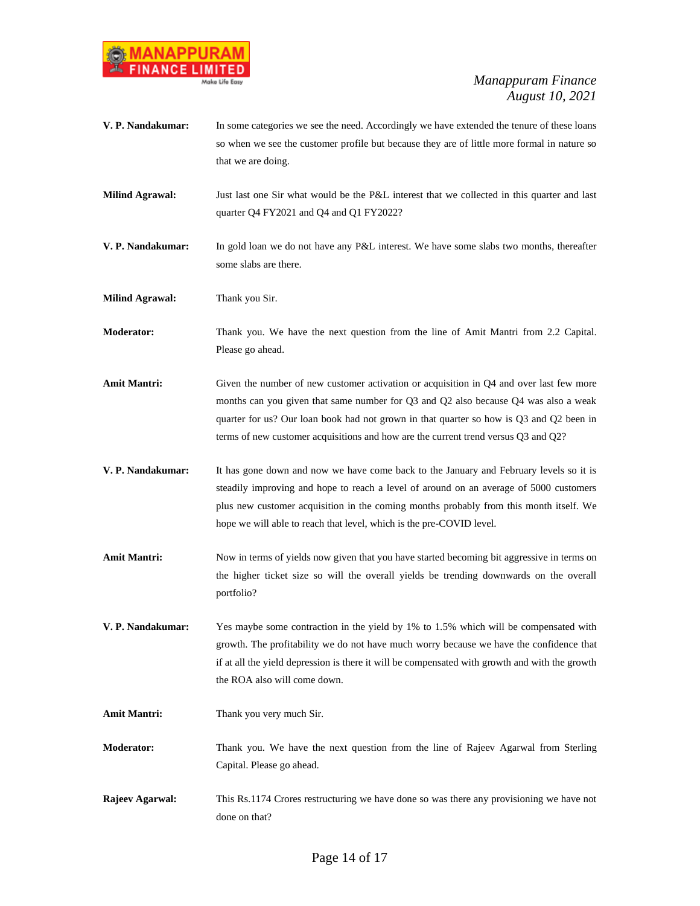**V. P. Nandakumar:** In some categories we see the need. Accordingly we have extended the tenure of these loans so when we see the customer profile but because they are of little more formal in nature so that we are doing.

**Milind Agrawal:** Just last one Sir what would be the P&L interest that we collected in this quarter and last quarter Q4 FY2021 and Q4 and Q1 FY2022?

**V. P. Nandakumar:** In gold loan we do not have any P&L interest. We have some slabs two months, thereafter some slabs are there.

**Milind Agrawal:** Thank you Sir.

**Moderator:** Thank you. We have the next question from the line of Amit Mantri from 2.2 Capital. Please go ahead.

**Amit Mantri:** Given the number of new customer activation or acquisition in Q4 and over last few more months can you given that same number for Q3 and Q2 also because Q4 was also a weak quarter for us? Our loan book had not grown in that quarter so how is Q3 and Q2 been in terms of new customer acquisitions and how are the current trend versus Q3 and Q2?

**V. P. Nandakumar:** It has gone down and now we have come back to the January and February levels so it is steadily improving and hope to reach a level of around on an average of 5000 customers plus new customer acquisition in the coming months probably from this month itself. We hope we will able to reach that level, which is the pre-COVID level.

**Amit Mantri:** Now in terms of yields now given that you have started becoming bit aggressive in terms on the higher ticket size so will the overall yields be trending downwards on the overall portfolio?

**V. P. Nandakumar:** Yes maybe some contraction in the yield by 1% to 1.5% which will be compensated with growth. The profitability we do not have much worry because we have the confidence that if at all the yield depression is there it will be compensated with growth and with the growth the ROA also will come down.

**Amit Mantri:** Thank you very much Sir.

**Moderator:** Thank you. We have the next question from the line of Rajeev Agarwal from Sterling Capital. Please go ahead.

**Rajeev Agarwal:** This Rs.1174 Crores restructuring we have done so was there any provisioning we have not done on that?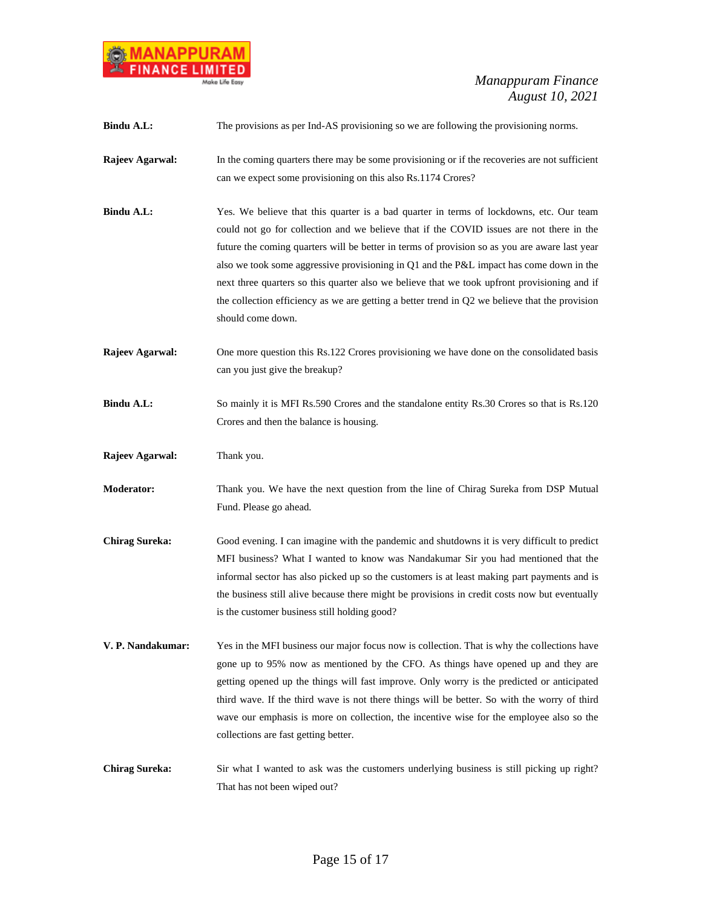**Bindu A.L:** The provisions as per Ind-AS provisioning so we are following the provisioning norms.

**Rajeev Agarwal:** In the coming quarters there may be some provisioning or if the recoveries are not sufficient can we expect some provisioning on this also Rs.1174 Crores?

**Bindu A.L:** Yes. We believe that this quarter is a bad quarter in terms of lockdowns, etc. Our team could not go for collection and we believe that if the COVID issues are not there in the future the coming quarters will be better in terms of provision so as you are aware last year also we took some aggressive provisioning in Q1 and the P&L impact has come down in the next three quarters so this quarter also we believe that we took upfront provisioning and if the collection efficiency as we are getting a better trend in Q2 we believe that the provision should come down.

**Rajeev Agarwal:** One more question this Rs.122 Crores provisioning we have done on the consolidated basis can you just give the breakup?

**Bindu A.L:** So mainly it is MFI Rs.590 Crores and the standalone entity Rs.30 Crores so that is Rs.120 Crores and then the balance is housing.

**Rajeev Agarwal:** Thank you.

**Moderator:** Thank you. We have the next question from the line of Chirag Sureka from DSP Mutual Fund. Please go ahead.

**Chirag Sureka:** Good evening. I can imagine with the pandemic and shutdowns it is very difficult to predict MFI business? What I wanted to know was Nandakumar Sir you had mentioned that the informal sector has also picked up so the customers is at least making part payments and is the business still alive because there might be provisions in credit costs now but eventually is the customer business still holding good?

**V. P. Nandakumar:** Yes in the MFI business our major focus now is collection. That is why the collections have gone up to 95% now as mentioned by the CFO. As things have opened up and they are getting opened up the things will fast improve. Only worry is the predicted or anticipated third wave. If the third wave is not there things will be better. So with the worry of third wave our emphasis is more on collection, the incentive wise for the employee also so the collections are fast getting better.

**Chirag Sureka:** Sir what I wanted to ask was the customers underlying business is still picking up right? That has not been wiped out?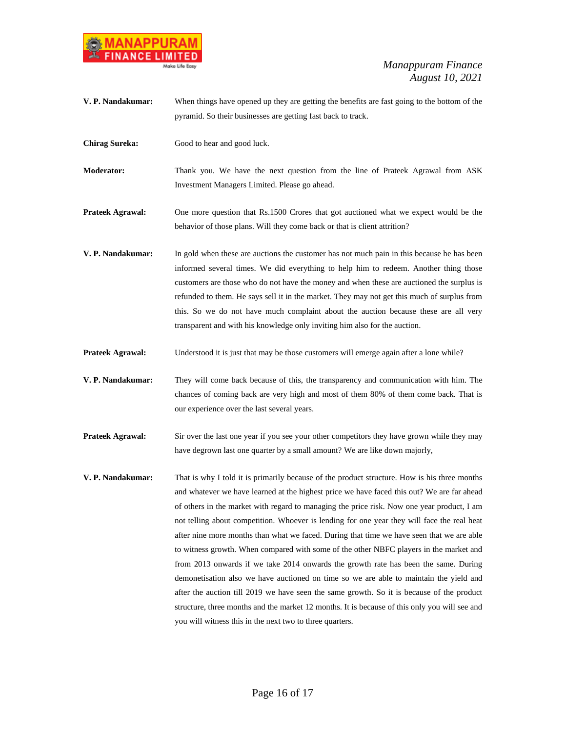**V. P. Nandakumar:** When things have opened up they are getting the benefits are fast going to the bottom of the pyramid. So their businesses are getting fast back to track.

**Chirag Sureka:** Good to hear and good luck.

**Moderator:** Thank you. We have the next question from the line of Prateek Agrawal from ASK Investment Managers Limited. Please go ahead.

**Prateek Agrawal:** One more question that Rs.1500 Crores that got auctioned what we expect would be the behavior of those plans. Will they come back or that is client attrition?

**V. P. Nandakumar:** In gold when these are auctions the customer has not much pain in this because he has been informed several times. We did everything to help him to redeem. Another thing those customers are those who do not have the money and when these are auctioned the surplus is refunded to them. He says sell it in the market. They may not get this much of surplus from this. So we do not have much complaint about the auction because these are all very transparent and with his knowledge only inviting him also for the auction.

**Prateek Agrawal:** Understood it is just that may be those customers will emerge again after a lone while?

**V. P. Nandakumar:** They will come back because of this, the transparency and communication with him. The chances of coming back are very high and most of them 80% of them come back. That is our experience over the last several years.

**Prateek Agrawal:** Sir over the last one year if you see your other competitors they have grown while they may have degrown last one quarter by a small amount? We are like down majorly,

**V. P. Nandakumar:** That is why I told it is primarily because of the product structure. How is his three months and whatever we have learned at the highest price we have faced this out? We are far ahead of others in the market with regard to managing the price risk. Now one year product, I am not telling about competition. Whoever is lending for one year they will face the real heat after nine more months than what we faced. During that time we have seen that we are able to witness growth. When compared with some of the other NBFC players in the market and from 2013 onwards if we take 2014 onwards the growth rate has been the same. During demonetisation also we have auctioned on time so we are able to maintain the yield and after the auction till 2019 we have seen the same growth. So it is because of the product structure, three months and the market 12 months. It is because of this only you will see and you will witness this in the next two to three quarters.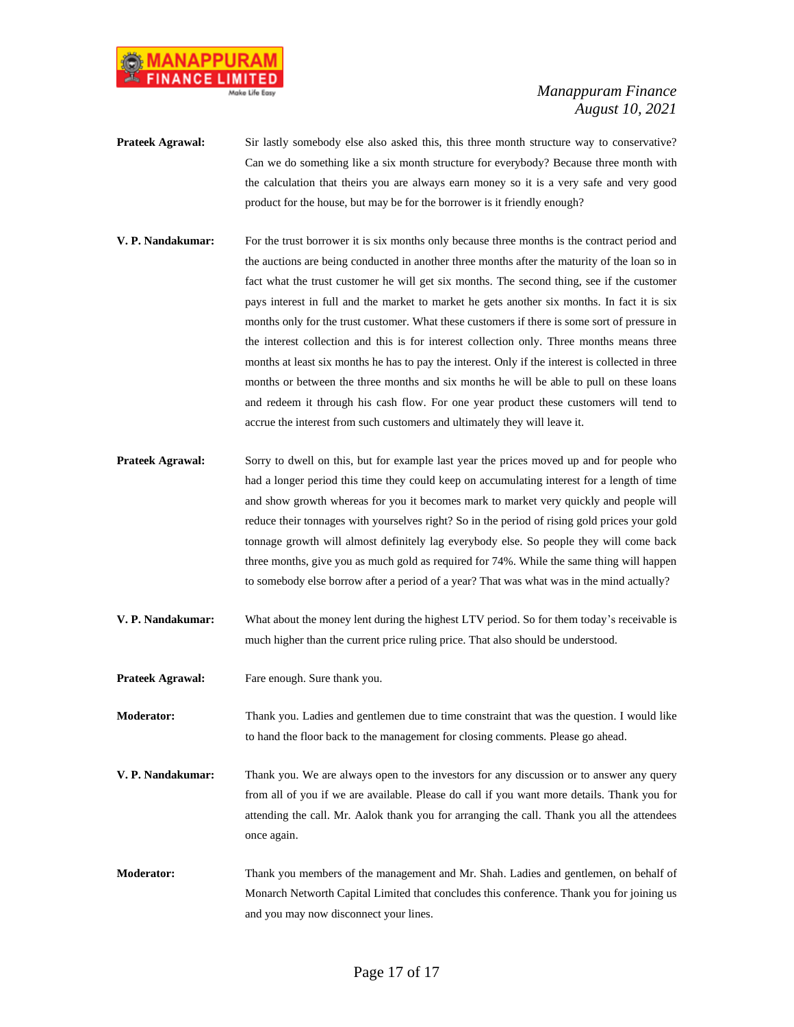**Prateek Agrawal:** Sir lastly somebody else also asked this, this three month structure way to conservative? Can we do something like a six month structure for everybody? Because three month with the calculation that theirs you are always earn money so it is a very safe and very good product for the house, but may be for the borrower is it friendly enough?

**V. P. Nandakumar:** For the trust borrower it is six months only because three months is the contract period and the auctions are being conducted in another three months after the maturity of the loan so in fact what the trust customer he will get six months. The second thing, see if the customer pays interest in full and the market to market he gets another six months. In fact it is six months only for the trust customer. What these customers if there is some sort of pressure in the interest collection and this is for interest collection only. Three months means three months at least six months he has to pay the interest. Only if the interest is collected in three months or between the three months and six months he will be able to pull on these loans and redeem it through his cash flow. For one year product these customers will tend to accrue the interest from such customers and ultimately they will leave it.

**Prateek Agrawal:** Sorry to dwell on this, but for example last year the prices moved up and for people who had a longer period this time they could keep on accumulating interest for a length of time and show growth whereas for you it becomes mark to market very quickly and people will reduce their tonnages with yourselves right? So in the period of rising gold prices your gold tonnage growth will almost definitely lag everybody else. So people they will come back three months, give you as much gold as required for 74%. While the same thing will happen to somebody else borrow after a period of a year? That was what was in the mind actually?

**V. P. Nandakumar:** What about the money lent during the highest LTV period. So for them today's receivable is much higher than the current price ruling price. That also should be understood.

**Prateek Agrawal:** Fare enough. Sure thank you.

**Moderator:** Thank you. Ladies and gentlemen due to time constraint that was the question. I would like to hand the floor back to the management for closing comments. Please go ahead.

**V. P. Nandakumar:** Thank you. We are always open to the investors for any discussion or to answer any query from all of you if we are available. Please do call if you want more details. Thank you for attending the call. Mr. Aalok thank you for arranging the call. Thank you all the attendees once again.

**Moderator:** Thank you members of the management and Mr. Shah. Ladies and gentlemen, on behalf of Monarch Networth Capital Limited that concludes this conference. Thank you for joining us and you may now disconnect your lines.